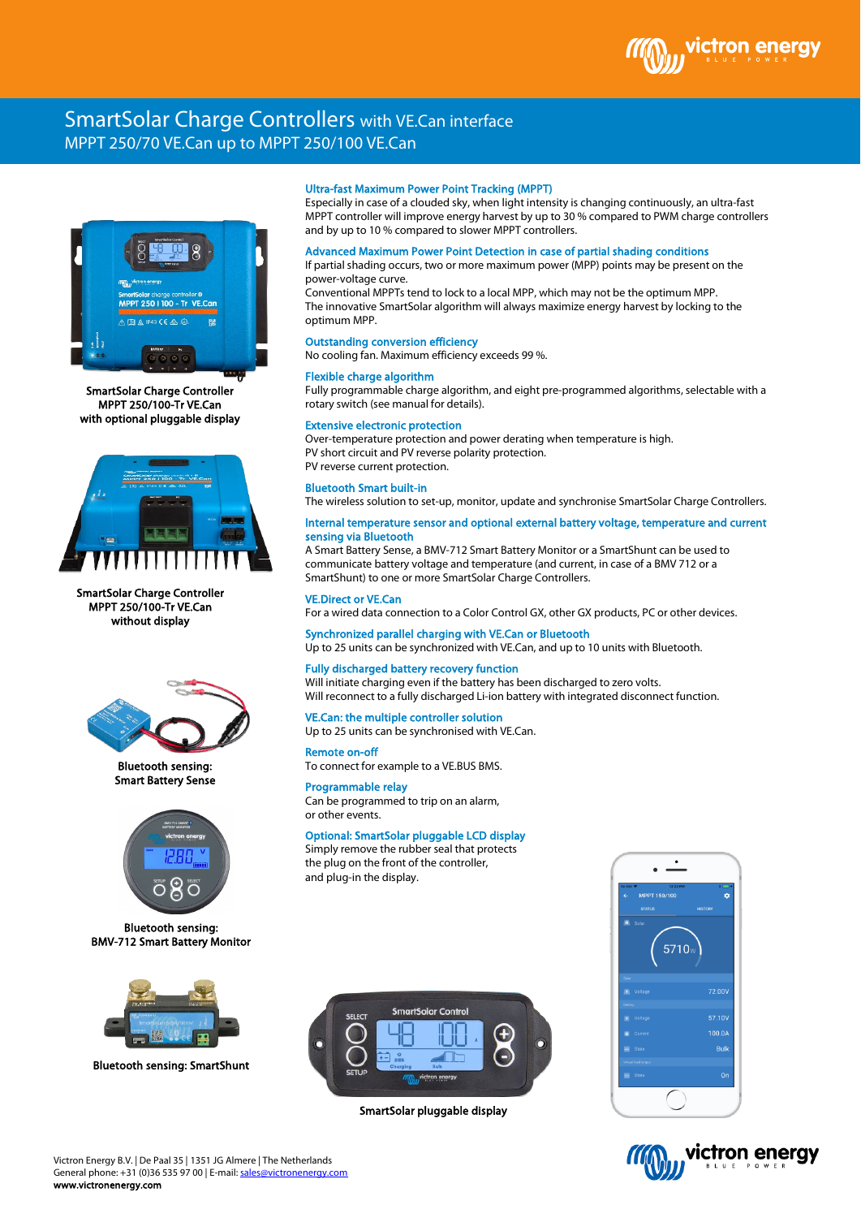# SmartSolar Charge Controllers with VE.Can interface

## MPPT 250/70 VE.Can up to MPPT 250/100 VE.Can

SmartSolar Charge Controller
MPPT 250/100-Tr VE.Can
with optional pluggable display

SmartSolar Charge Controller
MPPT 250/100-Tr VE.Can
without display

Bluetooth sensing:
Smart Battery Sense

Bluetooth sensing:
BMV-712 Smart Battery Monitor

Bluetooth sensing: SmartShunt

### Ultra-fast Maximum Power Point Tracking (MPPT)

Especially in case of a clouded sky, when light intensity is changing continuously, an ultra-fast MPPT controller will improve energy harvest by up to 30 % compared to PWM charge controllers and by up to 10 % compared to slower MPPT controllers.

### Advanced Maximum Power Point Detection in case of partial shading conditions

If partial shading occurs, two or more maximum power (MPP) points may be present on the power-voltage curve.
Conventional MPPTs tend to lock to a local MPP, which may not be the optimum MPP.
The innovative SmartSolar algorithm will always maximize energy harvest by locking to the optimum MPP.

### Outstanding conversion efficiency

No cooling fan. Maximum efficiency exceeds 99 %.

### Flexible charge algorithm

Fully programmable charge algorithm, and eight pre-programmed algorithms, selectable with a rotary switch (see manual for details).

### Extensive electronic protection

Over-temperature protection and power derating when temperature is high.
PV short circuit and PV reverse polarity protection.
PV reverse current protection.

### Bluetooth Smart built-in

The wireless solution to set-up, monitor, update and synchronise SmartSolar Charge Controllers.

### Internal temperature sensor and optional external battery voltage, temperature and current sensing via Bluetooth

A Smart Battery Sense, a BMV-712 Smart Battery Monitor or a SmartShunt can be used to communicate battery voltage and temperature (and current, in case of a BMV 712 or a SmartShunt) to one or more SmartSolar Charge Controllers.

### VE.Direct or VE.Can

For a wired data connection to a Color Control GX, other GX products, PC or other devices.

### Synchronized parallel charging with VE.Can or Bluetooth

Up to 25 units can be synchronized with VE.Can, and up to 10 units with Bluetooth.

### Fully discharged battery recovery function

Will initiate charging even if the battery has been discharged to zero volts.
Will reconnect to a fully discharged Li-ion battery with integrated disconnect function.

### VE.Can: the multiple controller solution

Up to 25 units can be synchronised with VE.Can.

### Remote on-off

To connect for example to a VE.BUS BMS.

### Programmable relay

Can be programmed to trip on an alarm,
or other events.

### Optional: SmartSolar pluggable LCD display

Simply remove the rubber seal that protects
the plug on the front of the controller,
and plug-in the display.

SmartSolar pluggable display

Victron Energy B.V. | De Paal 35 | 1351 JG Almere | The Netherlands
General phone: +31 (0)36 535 97 00 | E-mail: sales@victronenergy.com
www.victronenergy.com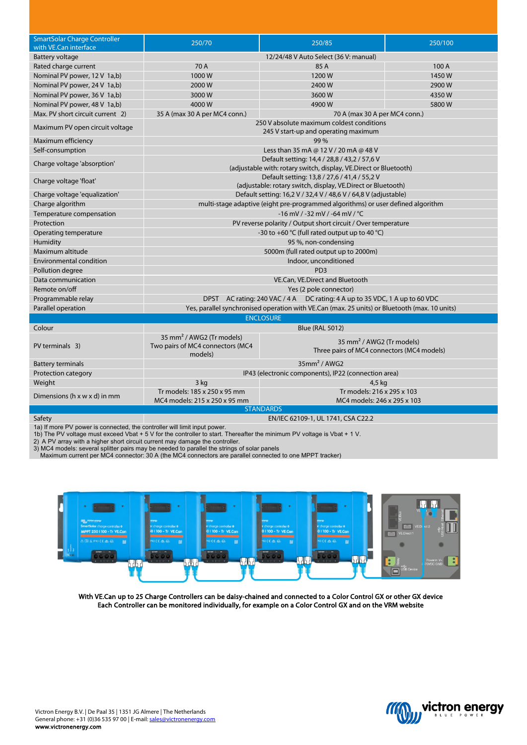| SmartSolar Charge Controller with VE.Can interface | 250/70 | 250/85 | 250/100 |
|---|---|---|---|
| Battery voltage | 12/24/48 V Auto Select (36 V: manual) | | |
| Rated charge current | 70 A | 85 A | 100 A |
| Nominal PV power, 12 V 1a,b) | 1000 W | 1200 W | 1450 W |
| Nominal PV power, 24 V 1a,b) | 2000 W | 2400 W | 2900 W |
| Nominal PV power, 36 V 1a,b) | 3000 W | 3600 W | 4350 W |
| Nominal PV power, 48 V 1a,b) | 4000 W | 4900 W | 5800 W |
| Max. PV short circuit current 2) | 35 A (max 30 A per MC4 conn.) | 70 A (max 30 A per MC4 conn.) | |
| Maximum PV open circuit voltage | 250 V absolute maximum coldest conditions<br>245 V start-up and operating maximum | | |
| Maximum efficiency | 99 % | | |
| Self-consumption | Less than 35 mA @ 12 V / 20 mA @ 48 V | | |
| Charge voltage 'absorption' | Default setting: 14,4 / 28,8 / 43,2 / 57,6 V<br>(adjustable with: rotary switch, display, VE.Direct or Bluetooth) | | |
| Charge voltage 'float' | Default setting: 13,8 / 27,6 / 41,4 / 55,2 V<br>(adjustable: rotary switch, display, VE.Direct or Bluetooth) | | |
| Charge voltage 'equalization' | Default setting: 16,2 V / 32,4 V / 48,6 V / 64,8 V (adjustable) | | |
| Charge algorithm | multi-stage adaptive (eight pre-programmed algorithms) or user defined algorithm | | |
| Temperature compensation | -16 mV / -32 mV / -64 mV / °C | | |
| Protection | PV reverse polarity / Output short circuit / Over temperature | | |
| Operating temperature | -30 to +60 °C (full rated output up to 40 °C) | | |
| Humidity | 95 %, non-condensing | | |
| Maximum altitude | 5000m (full rated output up to 2000m) | | |
| Environmental condition | Indoor, unconditioned | | |
| Pollution degree | PD3 | | |
| Data communication | VE.Can, VE.Direct and Bluetooth | | |
| Remote on/off | Yes (2 pole connector) | | |
| Programmable relay | DPST AC rating: 240 VAC / 4 A DC rating: 4 A up to 35 VDC, 1 A up to 60 VDC | | |
| Parallel operation | Yes, parallel synchronised operation with VE.Can (max. 25 units) or Bluetooth (max. 10 units) | | |
| **ENCLOSURE** | | | |
| Colour | Blue (RAL 5012) | | |
| PV terminals 3) | 35 mm² / AWG2 (Tr models)<br>Two pairs of MC4 connectors (MC4 models) | 35 mm² / AWG2 (Tr models)<br>Three pairs of MC4 connectors (MC4 models) | |
| Battery terminals | 35mm² / AWG2 | | |
| Protection category | IP43 (electronic components), IP22 (connection area) | | |
| Weight | 3 kg | 4,5 kg | |
| Dimensions (h x w x d) in mm | Tr models: 185 x 250 x 95 mm<br>MC4 models: 215 x 250 x 95 mm | Tr models: 216 x 295 x 103<br>MC4 models: 246 x 295 x 103 | |
| **STANDARDS** | | | |
| Safety | EN/IEC 62109-1, UL 1741, CSA C22.2 | | |

1a) If more PV power is connected, the controller will limit input power.
1b) The PV voltage must exceed Vbat + 5 V for the controller to start. Thereafter the minimum PV voltage is Vbat + 1 V.
2) A PV array with a higher short circuit current may damage the controller.
3) MC4 models: several splitter pairs may be needed to parallel the strings of solar panels
Maximum current per MC4 connector: 30 A (the MC4 connectors are parallel connected to one MPPT tracker)

**With VE.Can up to 25 Charge Controllers can be daisy-chained and connected to a Color Control GX or other GX device**
**Each Controller can be monitored individually, for example on a Color Control GX and on the VRM website**

Victron Energy B.V. | De Paal 35 | 1351 JG Almere | The Netherlands
General phone: +31 (0)36 535 97 00 | E-mail: sales@victronenergy.com
**www.victronenergy.com**